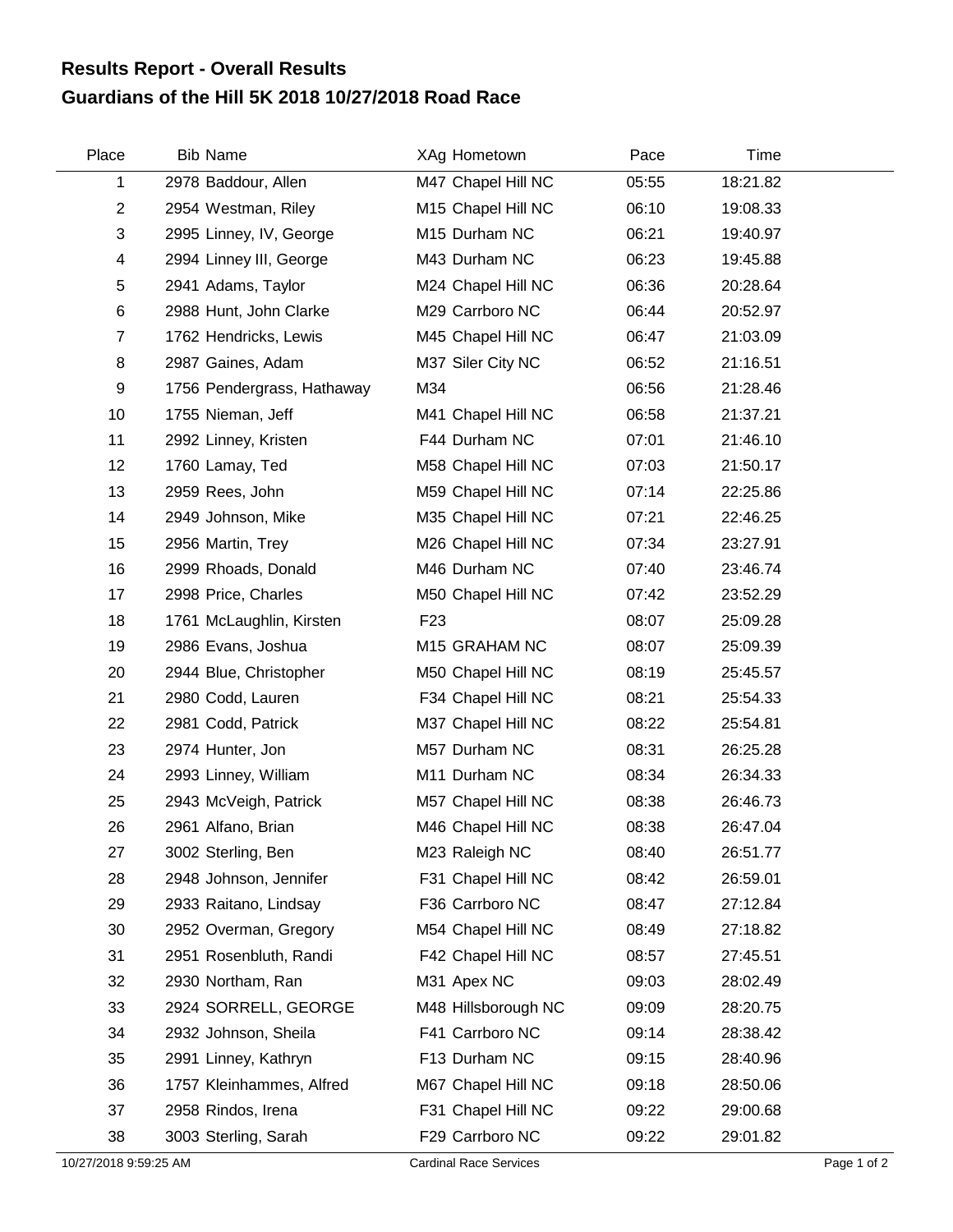# Results Report - Overall Results
## Guardians of the Hill 5K 2018 10/27/2018 Road Race

| Place | Bib | Name | XAg | Hometown | Pace | Time |
|---|---|---|---|---|---|---|
| 1 | 2978 | Baddour, Allen | M47 | Chapel Hill NC | 05:55 | 18:21.82 |
| 2 | 2954 | Westman, Riley | M15 | Chapel Hill NC | 06:10 | 19:08.33 |
| 3 | 2995 | Linney, IV, George | M15 | Durham NC | 06:21 | 19:40.97 |
| 4 | 2994 | Linney III, George | M43 | Durham NC | 06:23 | 19:45.88 |
| 5 | 2941 | Adams, Taylor | M24 | Chapel Hill NC | 06:36 | 20:28.64 |
| 6 | 2988 | Hunt, John Clarke | M29 | Carrboro NC | 06:44 | 20:52.97 |
| 7 | 1762 | Hendricks, Lewis | M45 | Chapel Hill NC | 06:47 | 21:03.09 |
| 8 | 2987 | Gaines, Adam | M37 | Siler City NC | 06:52 | 21:16.51 |
| 9 | 1756 | Pendergrass, Hathaway | M34 | | 06:56 | 21:28.46 |
| 10 | 1755 | Nieman, Jeff | M41 | Chapel Hill NC | 06:58 | 21:37.21 |
| 11 | 2992 | Linney, Kristen | F44 | Durham NC | 07:01 | 21:46.10 |
| 12 | 1760 | Lamay, Ted | M58 | Chapel Hill NC | 07:03 | 21:50.17 |
| 13 | 2959 | Rees, John | M59 | Chapel Hill NC | 07:14 | 22:25.86 |
| 14 | 2949 | Johnson, Mike | M35 | Chapel Hill NC | 07:21 | 22:46.25 |
| 15 | 2956 | Martin, Trey | M26 | Chapel Hill NC | 07:34 | 23:27.91 |
| 16 | 2999 | Rhoads, Donald | M46 | Durham NC | 07:40 | 23:46.74 |
| 17 | 2998 | Price, Charles | M50 | Chapel Hill NC | 07:42 | 23:52.29 |
| 18 | 1761 | McLaughlin, Kirsten | F23 | | 08:07 | 25:09.28 |
| 19 | 2986 | Evans, Joshua | M15 | GRAHAM NC | 08:07 | 25:09.39 |
| 20 | 2944 | Blue, Christopher | M50 | Chapel Hill NC | 08:19 | 25:45.57 |
| 21 | 2980 | Codd, Lauren | F34 | Chapel Hill NC | 08:21 | 25:54.33 |
| 22 | 2981 | Codd, Patrick | M37 | Chapel Hill NC | 08:22 | 25:54.81 |
| 23 | 2974 | Hunter, Jon | M57 | Durham NC | 08:31 | 26:25.28 |
| 24 | 2993 | Linney, William | M11 | Durham NC | 08:34 | 26:34.33 |
| 25 | 2943 | McVeigh, Patrick | M57 | Chapel Hill NC | 08:38 | 26:46.73 |
| 26 | 2961 | Alfano, Brian | M46 | Chapel Hill NC | 08:38 | 26:47.04 |
| 27 | 3002 | Sterling, Ben | M23 | Raleigh NC | 08:40 | 26:51.77 |
| 28 | 2948 | Johnson, Jennifer | F31 | Chapel Hill NC | 08:42 | 26:59.01 |
| 29 | 2933 | Raitano, Lindsay | F36 | Carrboro NC | 08:47 | 27:12.84 |
| 30 | 2952 | Overman, Gregory | M54 | Chapel Hill NC | 08:49 | 27:18.82 |
| 31 | 2951 | Rosenbluth, Randi | F42 | Chapel Hill NC | 08:57 | 27:45.51 |
| 32 | 2930 | Northam, Ran | M31 | Apex NC | 09:03 | 28:02.49 |
| 33 | 2924 | SORRELL, GEORGE | M48 | Hillsborough NC | 09:09 | 28:20.75 |
| 34 | 2932 | Johnson, Sheila | F41 | Carrboro NC | 09:14 | 28:38.42 |
| 35 | 2991 | Linney, Kathryn | F13 | Durham NC | 09:15 | 28:40.96 |
| 36 | 1757 | Kleinhammes, Alfred | M67 | Chapel Hill NC | 09:18 | 28:50.06 |
| 37 | 2958 | Rindos, Irena | F31 | Chapel Hill NC | 09:22 | 29:00.68 |
| 38 | 3003 | Sterling, Sarah | F29 | Carrboro NC | 09:22 | 29:01.82 |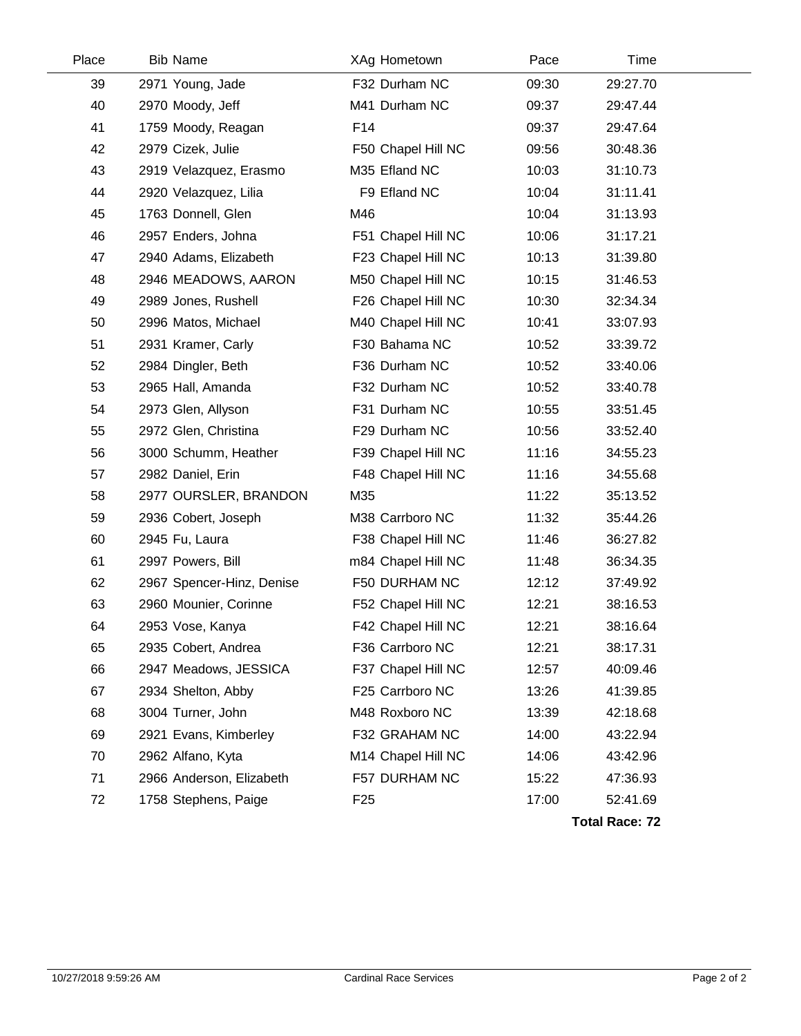| Place | Bib | Name | XAg | Hometown | Pace | Time |
|---|---|---|---|---|---|---|
| 39 | 2971 | Young, Jade | F32 | Durham NC | 09:30 | 29:27.70 |
| 40 | 2970 | Moody, Jeff | M41 | Durham NC | 09:37 | 29:47.44 |
| 41 | 1759 | Moody, Reagan | F14 | | 09:37 | 29:47.64 |
| 42 | 2979 | Cizek, Julie | F50 | Chapel Hill NC | 09:56 | 30:48.36 |
| 43 | 2919 | Velazquez, Erasmo | M35 | Efland NC | 10:03 | 31:10.73 |
| 44 | 2920 | Velazquez, Lilia | F9 | Efland NC | 10:04 | 31:11.41 |
| 45 | 1763 | Donnell, Glen | M46 | | 10:04 | 31:13.93 |
| 46 | 2957 | Enders, Johna | F51 | Chapel Hill NC | 10:06 | 31:17.21 |
| 47 | 2940 | Adams, Elizabeth | F23 | Chapel Hill NC | 10:13 | 31:39.80 |
| 48 | 2946 | MEADOWS, AARON | M50 | Chapel Hill NC | 10:15 | 31:46.53 |
| 49 | 2989 | Jones, Rushell | F26 | Chapel Hill NC | 10:30 | 32:34.34 |
| 50 | 2996 | Matos, Michael | M40 | Chapel Hill NC | 10:41 | 33:07.93 |
| 51 | 2931 | Kramer, Carly | F30 | Bahama NC | 10:52 | 33:39.72 |
| 52 | 2984 | Dingler, Beth | F36 | Durham NC | 10:52 | 33:40.06 |
| 53 | 2965 | Hall, Amanda | F32 | Durham NC | 10:52 | 33:40.78 |
| 54 | 2973 | Glen, Allyson | F31 | Durham NC | 10:55 | 33:51.45 |
| 55 | 2972 | Glen, Christina | F29 | Durham NC | 10:56 | 33:52.40 |
| 56 | 3000 | Schumm, Heather | F39 | Chapel Hill NC | 11:16 | 34:55.23 |
| 57 | 2982 | Daniel, Erin | F48 | Chapel Hill NC | 11:16 | 34:55.68 |
| 58 | 2977 | OURSLER, BRANDON | M35 | | 11:22 | 35:13.52 |
| 59 | 2936 | Cobert, Joseph | M38 | Carrboro NC | 11:32 | 35:44.26 |
| 60 | 2945 | Fu, Laura | F38 | Chapel Hill NC | 11:46 | 36:27.82 |
| 61 | 2997 | Powers, Bill | m84 | Chapel Hill NC | 11:48 | 36:34.35 |
| 62 | 2967 | Spencer-Hinz, Denise | F50 | DURHAM NC | 12:12 | 37:49.92 |
| 63 | 2960 | Mounier, Corinne | F52 | Chapel Hill NC | 12:21 | 38:16.53 |
| 64 | 2953 | Vose, Kanya | F42 | Chapel Hill NC | 12:21 | 38:16.64 |
| 65 | 2935 | Cobert, Andrea | F36 | Carrboro NC | 12:21 | 38:17.31 |
| 66 | 2947 | Meadows, JESSICA | F37 | Chapel Hill NC | 12:57 | 40:09.46 |
| 67 | 2934 | Shelton, Abby | F25 | Carrboro NC | 13:26 | 41:39.85 |
| 68 | 3004 | Turner, John | M48 | Roxboro NC | 13:39 | 42:18.68 |
| 69 | 2921 | Evans, Kimberley | F32 | GRAHAM NC | 14:00 | 43:22.94 |
| 70 | 2962 | Alfano, Kyta | M14 | Chapel Hill NC | 14:06 | 43:42.96 |
| 71 | 2966 | Anderson, Elizabeth | F57 | DURHAM NC | 15:22 | 47:36.93 |
| 72 | 1758 | Stephens, Paige | F25 | | 17:00 | 52:41.69 |

**Total Race: 72**

10/27/2018 9:59:26 AM Cardinal Race Services